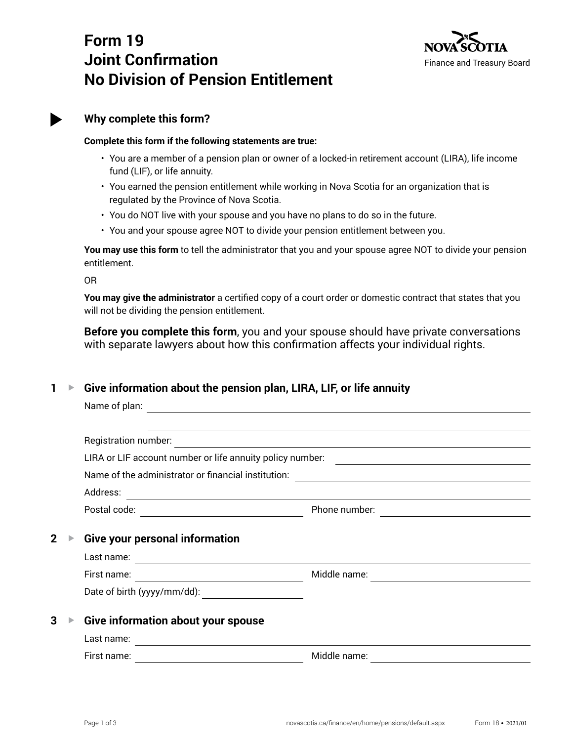# Form 19
# Joint Confirmation
# No Division of Pension Entitlement

Nova Scotia
Finance and Treasury Board

## Why complete this form?

**Complete this form if the following statements are true:**

- You are a member of a pension plan or owner of a locked-in retirement account (LIRA), life income fund (LIF), or life annuity.
- You earned the pension entitlement while working in Nova Scotia for an organization that is regulated by the Province of Nova Scotia.
- You do NOT live with your spouse and you have no plans to do so in the future.
- You and your spouse agree NOT to divide your pension entitlement between you.

**You may use this form** to tell the administrator that you and your spouse agree NOT to divide your pension entitlement.

OR

**You may give the administrator** a certified copy of a court order or domestic contract that states that you will not be dividing the pension entitlement.

**Before you complete this form**, you and your spouse should have private conversations with separate lawyers about how this confirmation affects your individual rights.

## 1 Give information about the pension plan, LIRA, LIF, or life annuity

Name of plan: ______________________________

______________________________

Registration number: ______________________________

LIRA or LIF account number or life annuity policy number: ______________________________

Name of the administrator or financial institution: ______________________________

Address: ______________________________

Postal code: ______________ Phone number: ______________

## 2 Give your personal information

Last name: ______________________________

First name: ______________ Middle name: ______________

Date of birth (yyyy/mm/dd): ______________

## 3 Give information about your spouse

Last name: ______________________________

First name: ______________ Middle name: ______________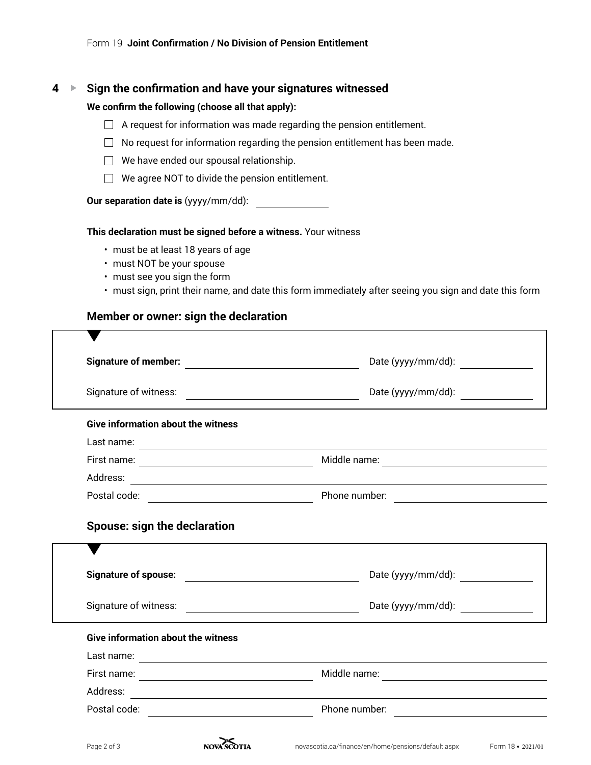## 4 ▶ Sign the confirmation and have your signatures witnessed

**We confirm the following (choose all that apply):**

- ☐ A request for information was made regarding the pension entitlement.
- ☐ No request for information regarding the pension entitlement has been made.
- ☐ We have ended our spousal relationship.
- ☐ We agree NOT to divide the pension entitlement.

**Our separation date is** (yyyy/mm/dd): ____________

**This declaration must be signed before a witness.** Your witness

- must be at least 18 years of age
- must NOT be your spouse
- must see you sign the form
- must sign, print their name, and date this form immediately after seeing you sign and date this form

### Member or owner: sign the declaration

**Signature of member:** ______________________ Date (yyyy/mm/dd): ____________

Signature of witness: ______________________ Date (yyyy/mm/dd): ____________

**Give information about the witness**

Last name: ______________________

First name: ______________________ Middle name: ______________________

Address: ______________________

Postal code: ______________________ Phone number: ______________________

### Spouse: sign the declaration

**Signature of spouse:** ______________________ Date (yyyy/mm/dd): ____________

Signature of witness: ______________________ Date (yyyy/mm/dd): ____________

**Give information about the witness**

Last name: ______________________

First name: ______________________ Middle name: ______________________

Address: ______________________

Postal code: ______________________ Phone number: ______________________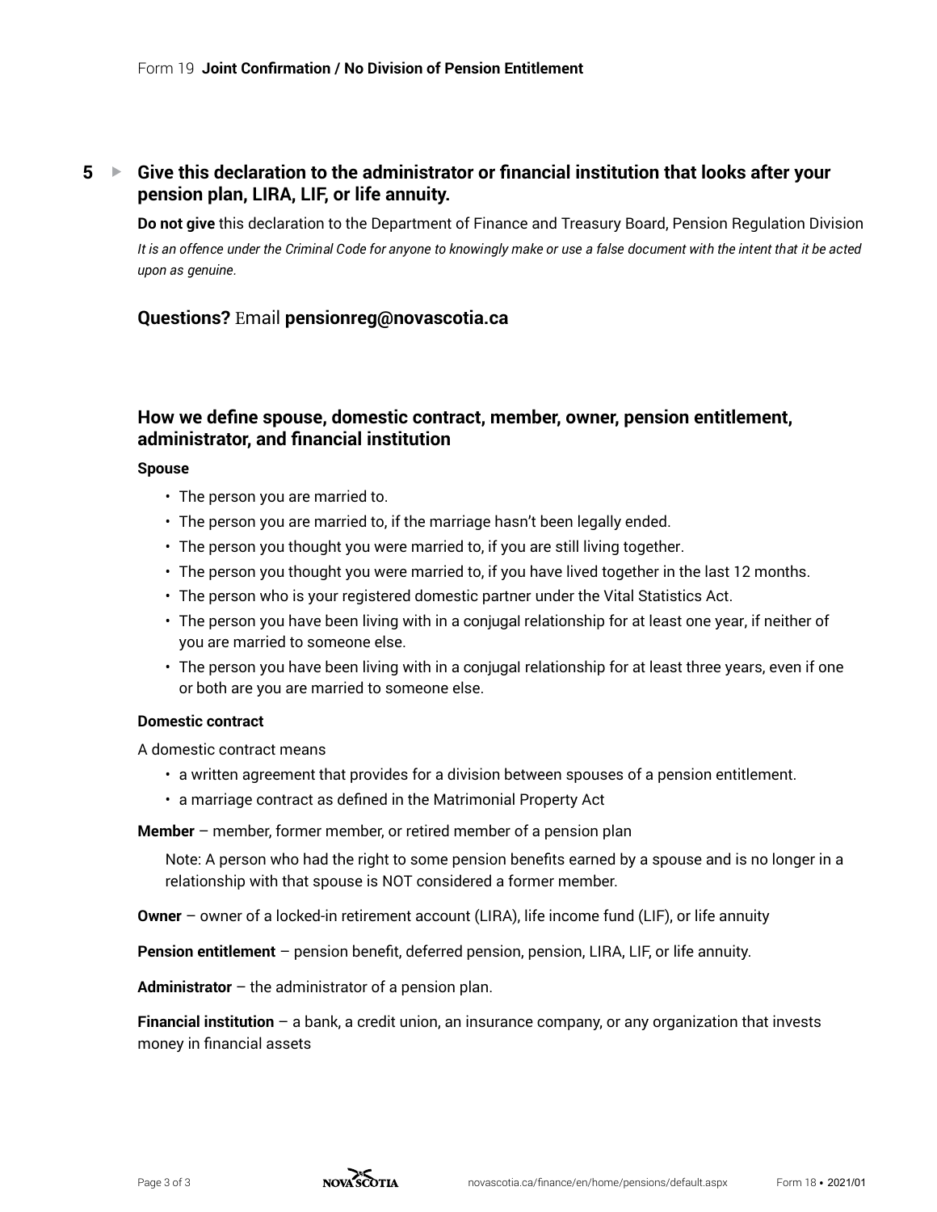## 5 ▶ Give this declaration to the administrator or financial institution that looks after your pension plan, LIRA, LIF, or life annuity.

**Do not give** this declaration to the Department of Finance and Treasury Board, Pension Regulation Division

*It is an offence under the Criminal Code for anyone to knowingly make or use a false document with the intent that it be acted upon as genuine.*

### Questions? Email pensionreg@novascotia.ca

### How we define spouse, domestic contract, member, owner, pension entitlement, administrator, and financial institution

**Spouse**

- The person you are married to.
- The person you are married to, if the marriage hasn't been legally ended.
- The person you thought you were married to, if you are still living together.
- The person you thought you were married to, if you have lived together in the last 12 months.
- The person who is your registered domestic partner under the Vital Statistics Act.
- The person you have been living with in a conjugal relationship for at least one year, if neither of you are married to someone else.
- The person you have been living with in a conjugal relationship for at least three years, even if one or both are you are married to someone else.

**Domestic contract**

A domestic contract means

- a written agreement that provides for a division between spouses of a pension entitlement.
- a marriage contract as defined in the Matrimonial Property Act

**Member** – member, former member, or retired member of a pension plan

Note: A person who had the right to some pension benefits earned by a spouse and is no longer in a relationship with that spouse is NOT considered a former member.

**Owner** – owner of a locked-in retirement account (LIRA), life income fund (LIF), or life annuity

**Pension entitlement** – pension benefit, deferred pension, pension, LIRA, LIF, or life annuity.

**Administrator** – the administrator of a pension plan.

**Financial institution** – a bank, a credit union, an insurance company, or any organization that invests money in financial assets